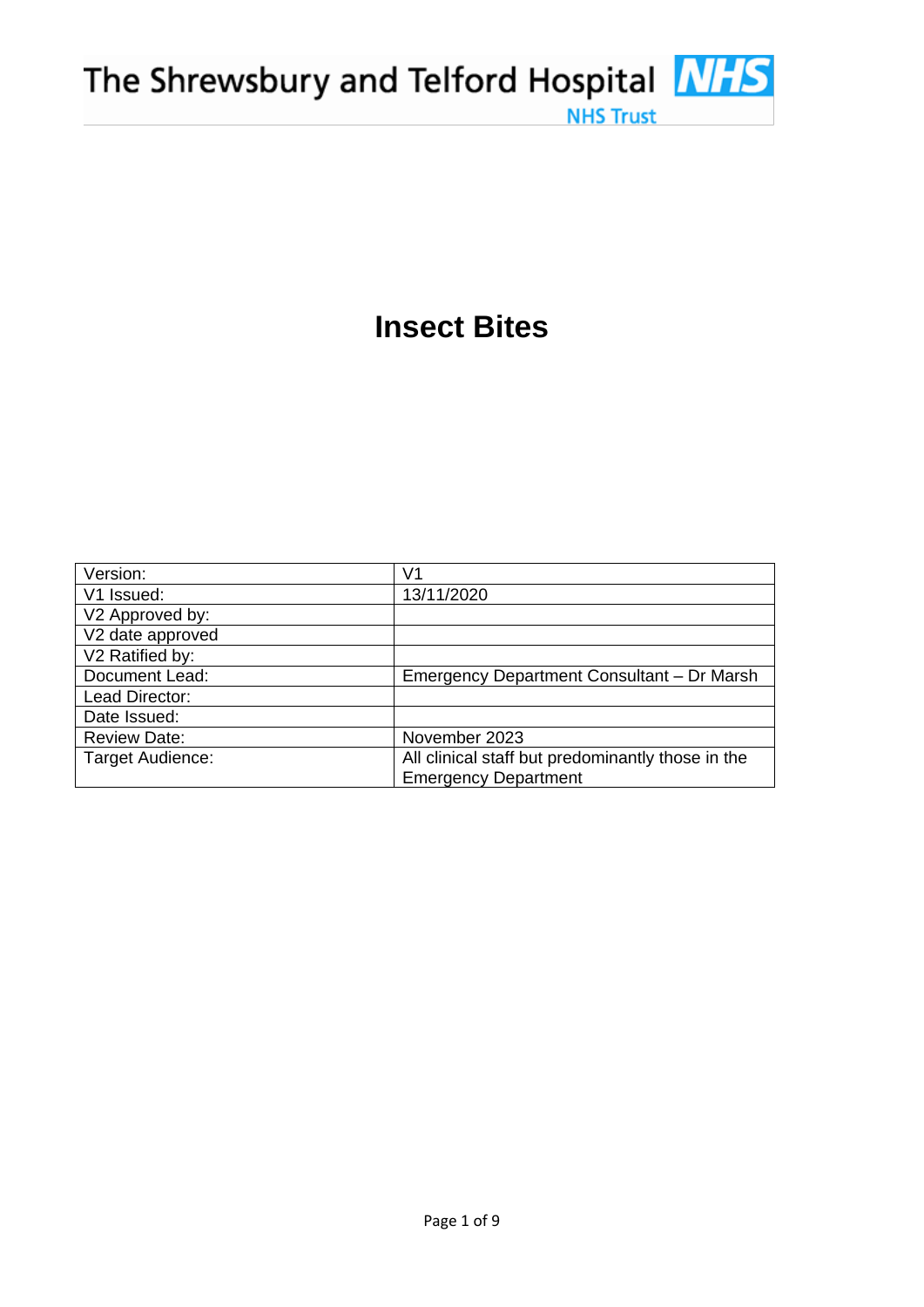The Shrewsbury and Telford Hospital NHS Trust

# Insect Bites

| Version: | V1 |
|---|---|
| V1 Issued: | 13/11/2020 |
| V2 Approved by: | |
| V2 date approved | |
| V2 Ratified by: | |
| Document Lead: | Emergency Department Consultant – Dr Marsh |
| Lead Director: | |
| Date Issued: | |
| Review Date: | November 2023 |
| Target Audience: | All clinical staff but predominantly those in the Emergency Department |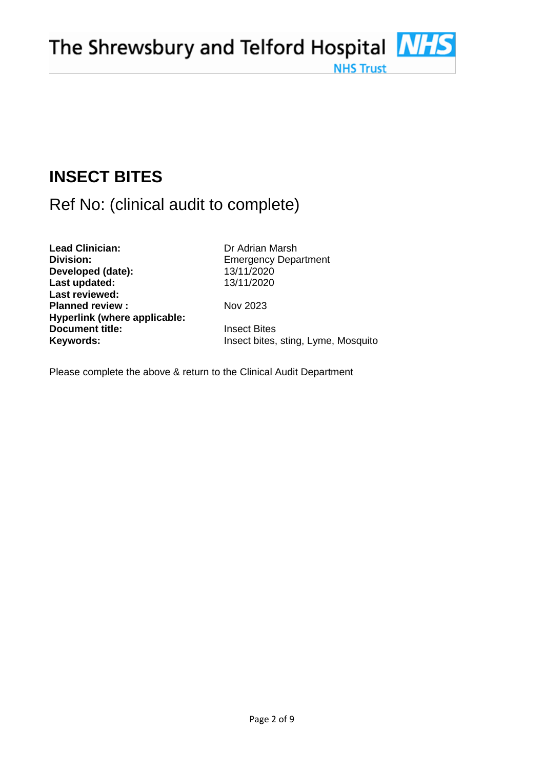# INSECT BITES

## Ref No: (clinical audit to complete)

| | |
|---|---|
| **Lead Clinician:** | Dr Adrian Marsh |
| **Division:** | Emergency Department |
| **Developed (date):** | 13/11/2020 |
| **Last updated:** | 13/11/2020 |
| **Last reviewed:** | |
| **Planned review :** | Nov 2023 |
| **Hyperlink (where applicable:** | |
| **Document title:** | Insect Bites |
| **Keywords:** | Insect bites, sting, Lyme, Mosquito |

Please complete the above & return to the Clinical Audit Department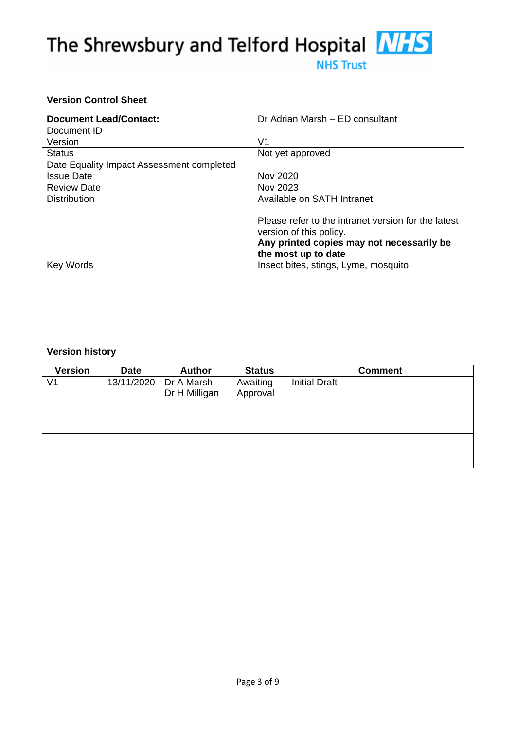**Version Control Sheet**

| **Document Lead/Contact:** | Dr Adrian Marsh – ED consultant |
|---|---|
| Document ID | |
| Version | V1 |
| Status | Not yet approved |
| Date Equality Impact Assessment completed | |
| Issue Date | Nov 2020 |
| Review Date | Nov 2023 |
| Distribution | Available on SATH Intranet<br><br>Please refer to the intranet version for the latest version of this policy.<br>**Any printed copies may not necessarily be the most up to date** |
| Key Words | Insect bites, stings, Lyme, mosquito |

**Version history**

| Version | Date | Author | Status | Comment |
|---|---|---|---|---|
| V1 | 13/11/2020 | Dr A Marsh<br>Dr H Milligan | Awaiting Approval | Initial Draft |
| | | | | |
| | | | | |
| | | | | |
| | | | | |
| | | | | |
| | | | | |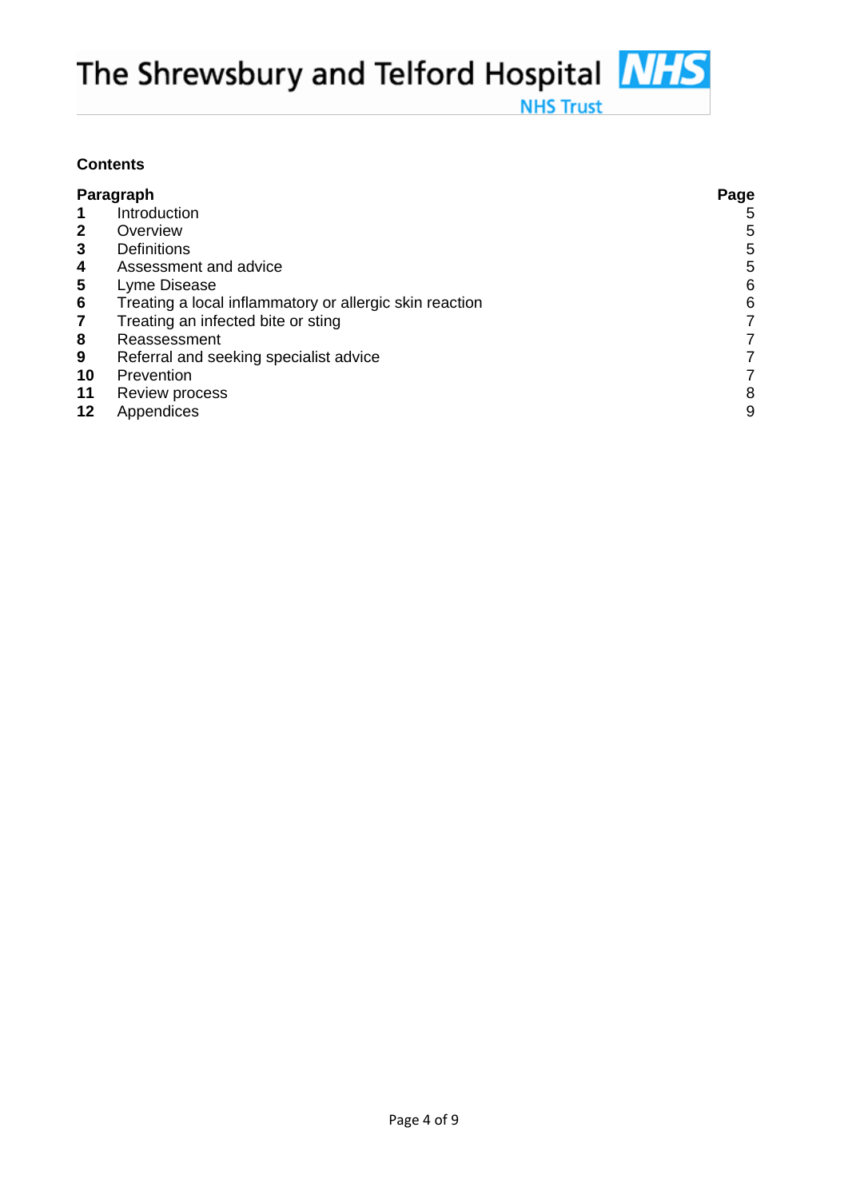**Contents**

| Paragraph | | Page |
|---|---|---|
| **1** | Introduction | 5 |
| **2** | Overview | 5 |
| **3** | Definitions | 5 |
| **4** | Assessment and advice | 5 |
| **5** | Lyme Disease | 6 |
| **6** | Treating a local inflammatory or allergic skin reaction | 6 |
| **7** | Treating an infected bite or sting | 7 |
| **8** | Reassessment | 7 |
| **9** | Referral and seeking specialist advice | 7 |
| **10** | Prevention | 7 |
| **11** | Review process | 8 |
| **12** | Appendices | 9 |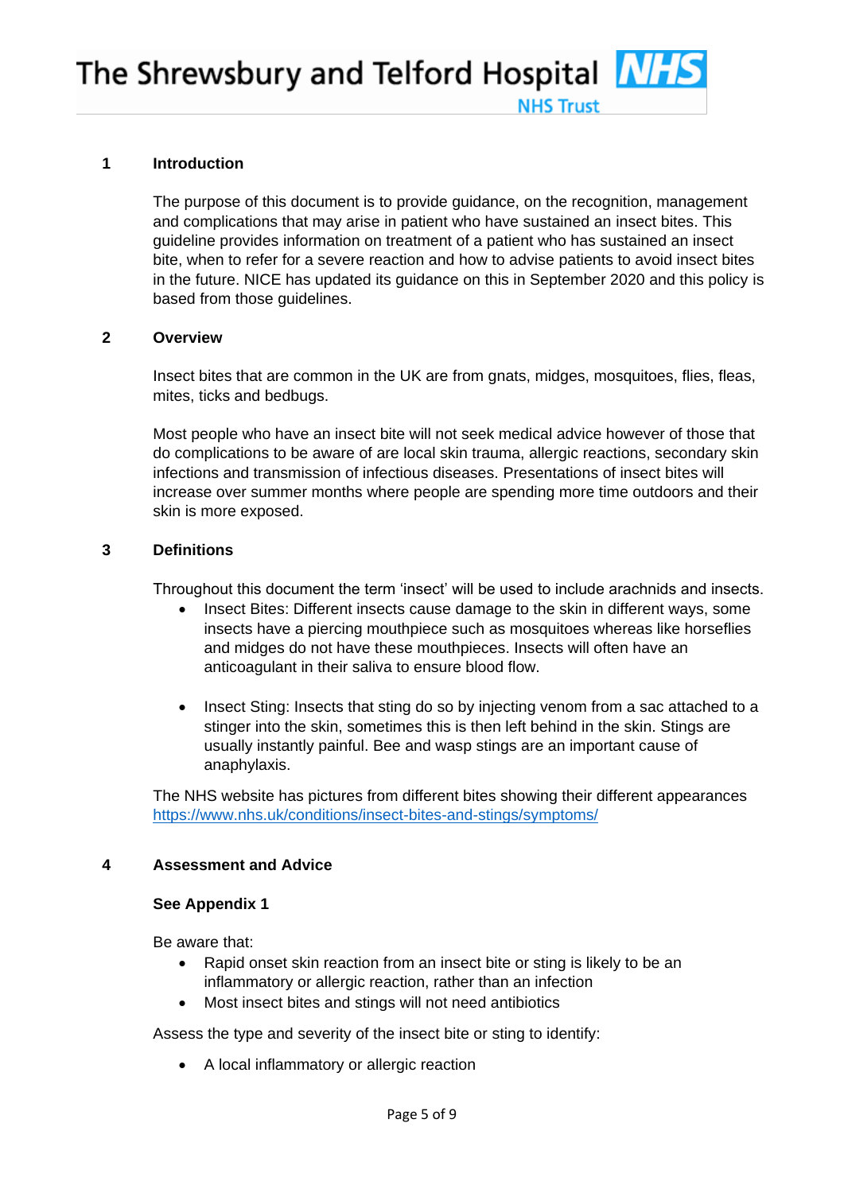## 1 Introduction

The purpose of this document is to provide guidance, on the recognition, management and complications that may arise in patient who have sustained an insect bites. This guideline provides information on treatment of a patient who has sustained an insect bite, when to refer for a severe reaction and how to advise patients to avoid insect bites in the future. NICE has updated its guidance on this in September 2020 and this policy is based from those guidelines.

## 2 Overview

Insect bites that are common in the UK are from gnats, midges, mosquitoes, flies, fleas, mites, ticks and bedbugs.

Most people who have an insect bite will not seek medical advice however of those that do complications to be aware of are local skin trauma, allergic reactions, secondary skin infections and transmission of infectious diseases. Presentations of insect bites will increase over summer months where people are spending more time outdoors and their skin is more exposed.

## 3 Definitions

Throughout this document the term 'insect' will be used to include arachnids and insects.

- Insect Bites: Different insects cause damage to the skin in different ways, some insects have a piercing mouthpiece such as mosquitoes whereas like horseflies and midges do not have these mouthpieces. Insects will often have an anticoagulant in their saliva to ensure blood flow.

- Insect Sting: Insects that sting do so by injecting venom from a sac attached to a stinger into the skin, sometimes this is then left behind in the skin. Stings are usually instantly painful. Bee and wasp stings are an important cause of anaphylaxis.

The NHS website has pictures from different bites showing their different appearances https://www.nhs.uk/conditions/insect-bites-and-stings/symptoms/

## 4 Assessment and Advice

**See Appendix 1**

Be aware that:

- Rapid onset skin reaction from an insect bite or sting is likely to be an inflammatory or allergic reaction, rather than an infection
- Most insect bites and stings will not need antibiotics

Assess the type and severity of the insect bite or sting to identify:

- A local inflammatory or allergic reaction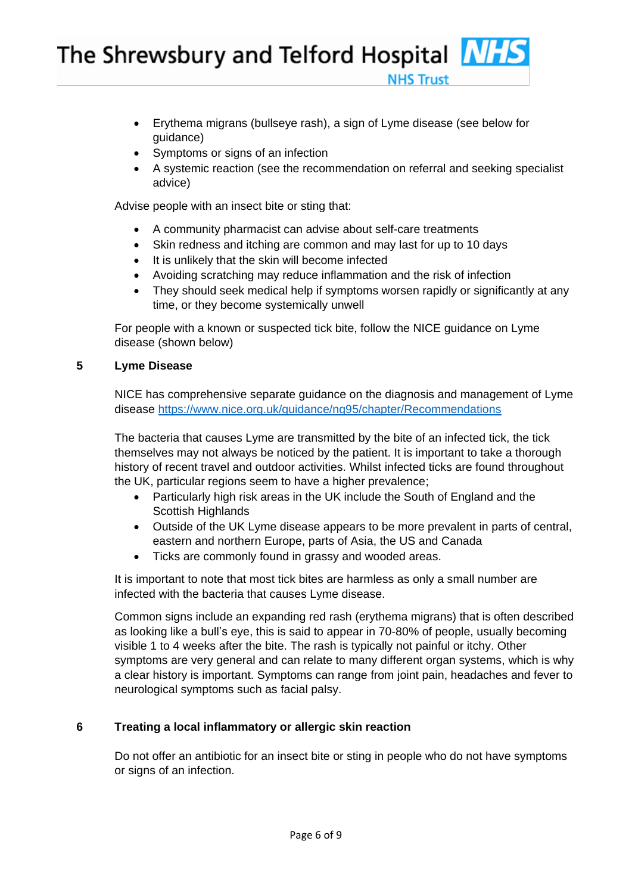- Erythema migrans (bullseye rash), a sign of Lyme disease (see below for guidance)
- Symptoms or signs of an infection
- A systemic reaction (see the recommendation on referral and seeking specialist advice)

Advise people with an insect bite or sting that:

- A community pharmacist can advise about self-care treatments
- Skin redness and itching are common and may last for up to 10 days
- It is unlikely that the skin will become infected
- Avoiding scratching may reduce inflammation and the risk of infection
- They should seek medical help if symptoms worsen rapidly or significantly at any time, or they become systemically unwell

For people with a known or suspected tick bite, follow the NICE guidance on Lyme disease (shown below)

## 5 Lyme Disease

NICE has comprehensive separate guidance on the diagnosis and management of Lyme disease https://www.nice.org.uk/guidance/ng95/chapter/Recommendations

The bacteria that causes Lyme are transmitted by the bite of an infected tick, the tick themselves may not always be noticed by the patient. It is important to take a thorough history of recent travel and outdoor activities. Whilst infected ticks are found throughout the UK, particular regions seem to have a higher prevalence;

- Particularly high risk areas in the UK include the South of England and the Scottish Highlands
- Outside of the UK Lyme disease appears to be more prevalent in parts of central, eastern and northern Europe, parts of Asia, the US and Canada
- Ticks are commonly found in grassy and wooded areas.

It is important to note that most tick bites are harmless as only a small number are infected with the bacteria that causes Lyme disease.

Common signs include an expanding red rash (erythema migrans) that is often described as looking like a bull's eye, this is said to appear in 70-80% of people, usually becoming visible 1 to 4 weeks after the bite. The rash is typically not painful or itchy. Other symptoms are very general and can relate to many different organ systems, which is why a clear history is important. Symptoms can range from joint pain, headaches and fever to neurological symptoms such as facial palsy.

## 6 Treating a local inflammatory or allergic skin reaction

Do not offer an antibiotic for an insect bite or sting in people who do not have symptoms or signs of an infection.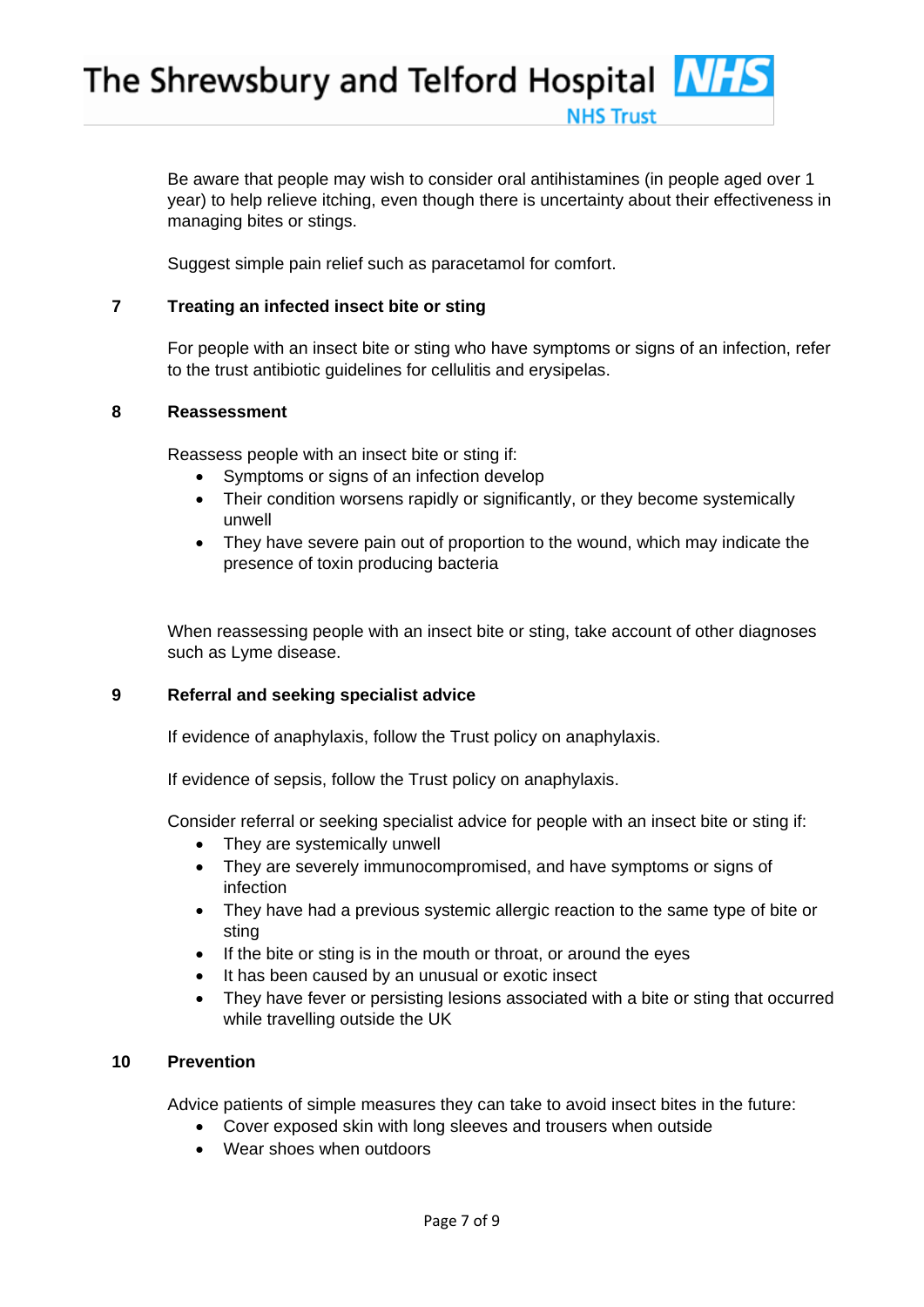Be aware that people may wish to consider oral antihistamines (in people aged over 1 year) to help relieve itching, even though there is uncertainty about their effectiveness in managing bites or stings.

Suggest simple pain relief such as paracetamol for comfort.

## 7 Treating an infected insect bite or sting

For people with an insect bite or sting who have symptoms or signs of an infection, refer to the trust antibiotic guidelines for cellulitis and erysipelas.

## 8 Reassessment

Reassess people with an insect bite or sting if:

- Symptoms or signs of an infection develop
- Their condition worsens rapidly or significantly, or they become systemically unwell
- They have severe pain out of proportion to the wound, which may indicate the presence of toxin producing bacteria

When reassessing people with an insect bite or sting, take account of other diagnoses such as Lyme disease.

## 9 Referral and seeking specialist advice

If evidence of anaphylaxis, follow the Trust policy on anaphylaxis.

If evidence of sepsis, follow the Trust policy on anaphylaxis.

Consider referral or seeking specialist advice for people with an insect bite or sting if:

- They are systemically unwell
- They are severely immunocompromised, and have symptoms or signs of infection
- They have had a previous systemic allergic reaction to the same type of bite or sting
- If the bite or sting is in the mouth or throat, or around the eyes
- It has been caused by an unusual or exotic insect
- They have fever or persisting lesions associated with a bite or sting that occurred while travelling outside the UK

## 10 Prevention

Advice patients of simple measures they can take to avoid insect bites in the future:

- Cover exposed skin with long sleeves and trousers when outside
- Wear shoes when outdoors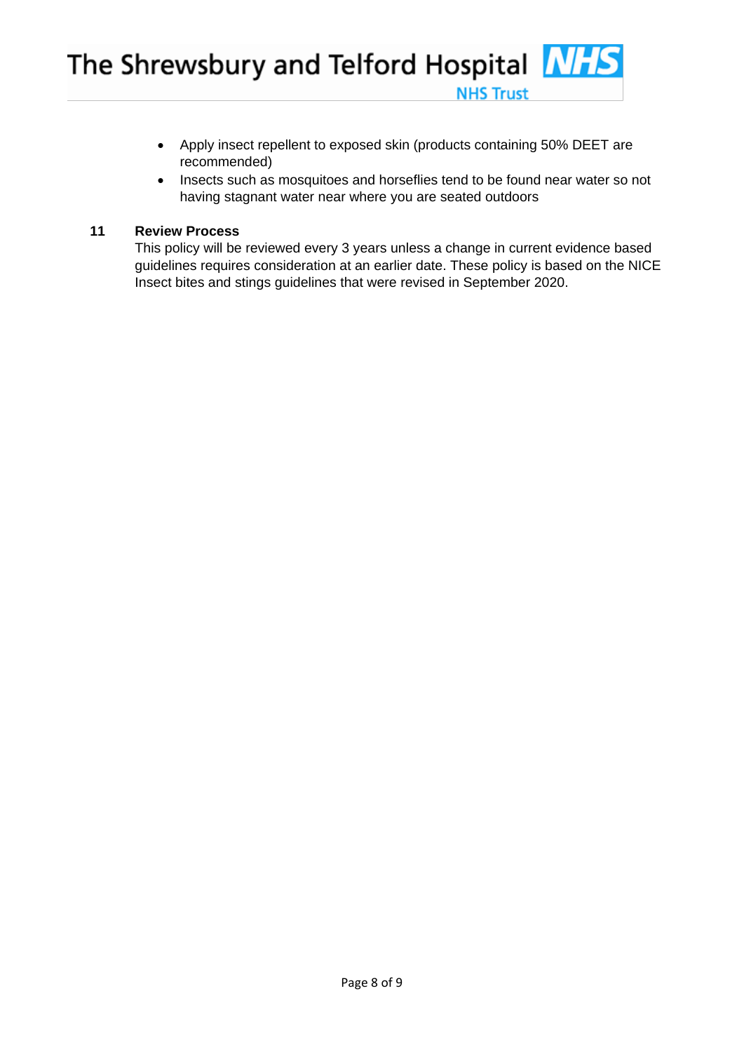- Apply insect repellent to exposed skin (products containing 50% DEET are recommended)
- Insects such as mosquitoes and horseflies tend to be found near water so not having stagnant water near where you are seated outdoors

## 11 Review Process

This policy will be reviewed every 3 years unless a change in current evidence based guidelines requires consideration at an earlier date. These policy is based on the NICE Insect bites and stings guidelines that were revised in September 2020.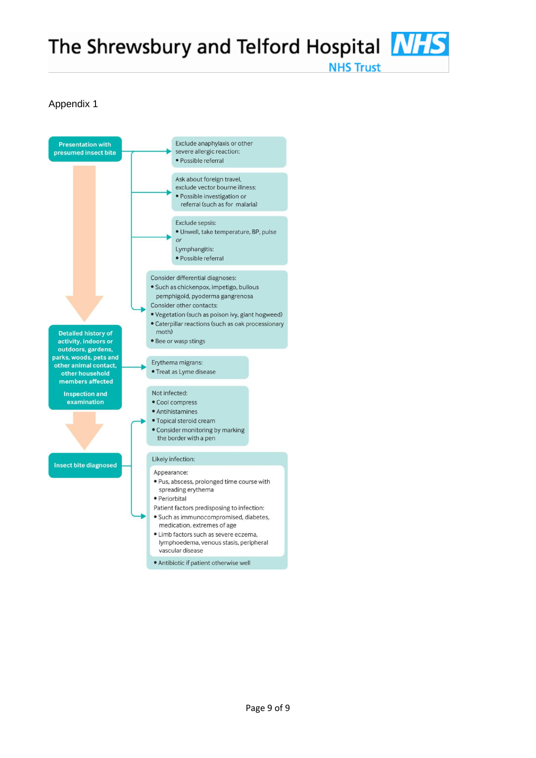Appendix 1

**Presentation with presumed insect bite**

- Exclude anaphylaxis or other severe allergic reaction:
  - Possible referral
- Ask about foreign travel, exclude vector bourne illness:
  - Possible investigation or referral (such as for malaria)
- Exclude sepsis:
  - Unwell, take temperature, BP, pulse

  *or*

  Lymphangitis:
  - Possible referral
- Consider differential diagnoses:
  - Such as chickenpox, impetigo, bullous pemphigoid, pyoderma gangrenosa

  Consider other contacts:
  - Vegetation (such as poison ivy, giant hogweed)
  - Caterpillar reactions (such as oak processionary moth)
  - Bee or wasp stings

**Detailed history of activity, indoors or outdoors, gardens, parks, woods, pets and other animal contact, other household members affected**

**Inspection and examination**

- Erythema migrans:
  - Treat as Lyme disease

**Insect bite diagnosed**

- Not infected:
  - Cool compress
  - Antihistamines
  - Topical steroid cream
  - Consider monitoring by marking the border with a pen
- Likely infection:

  Appearance:
  - Pus, abscess, prolonged time course with spreading erythema
  - Periorbital

  Patient factors predisposing to infection:
  - Such as immunocompromised, diabetes, medication, extremes of age
  - Limb factors such as severe eczema, lymphoedema, venous stasis, peripheral vascular disease

  - Antibiotic if patient otherwise well